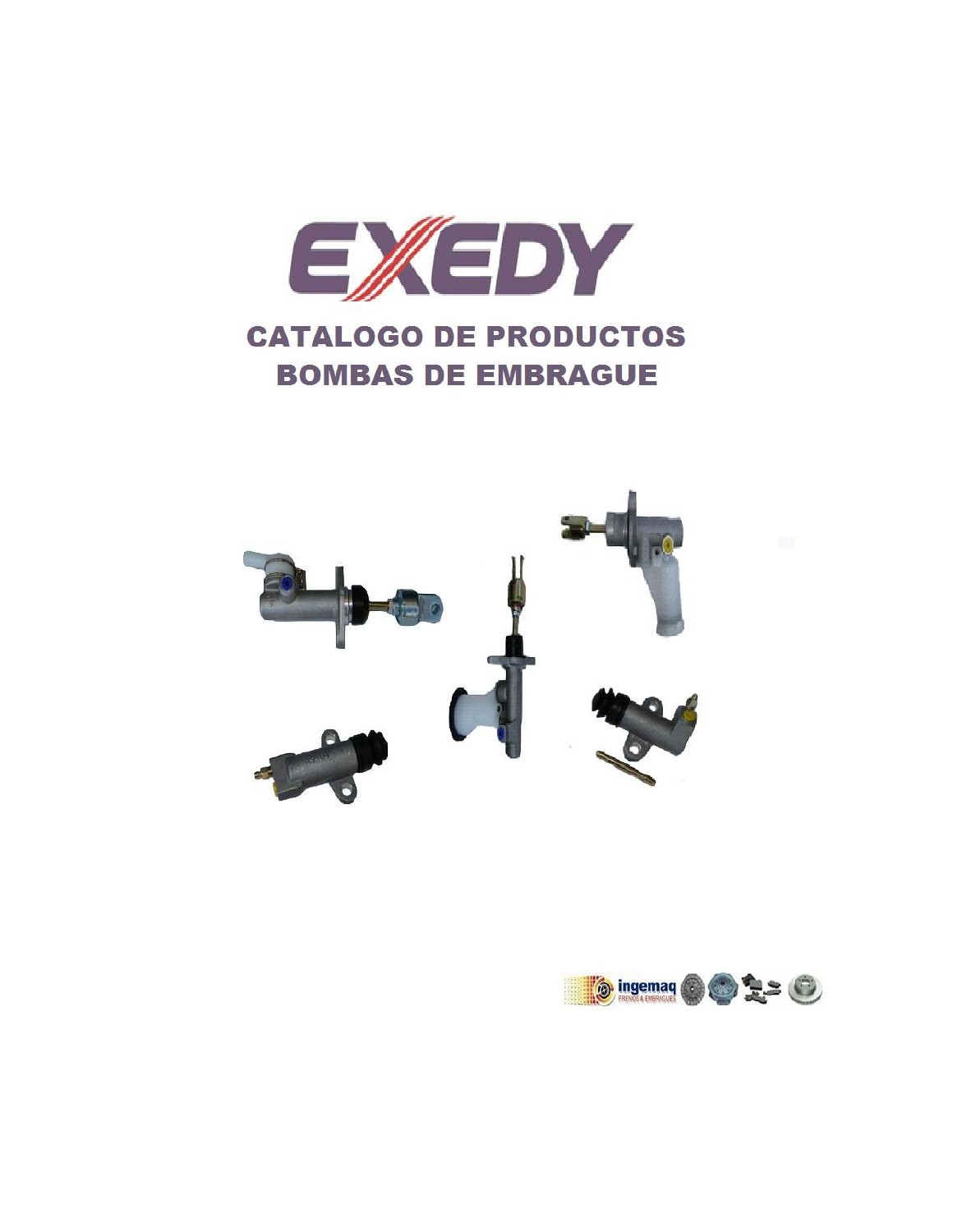# EXEDY

## CATALOGO DE PRODUCTOS
## BOMBAS DE EMBRAGUE

ingemaq FRENOS & EMBRAGUES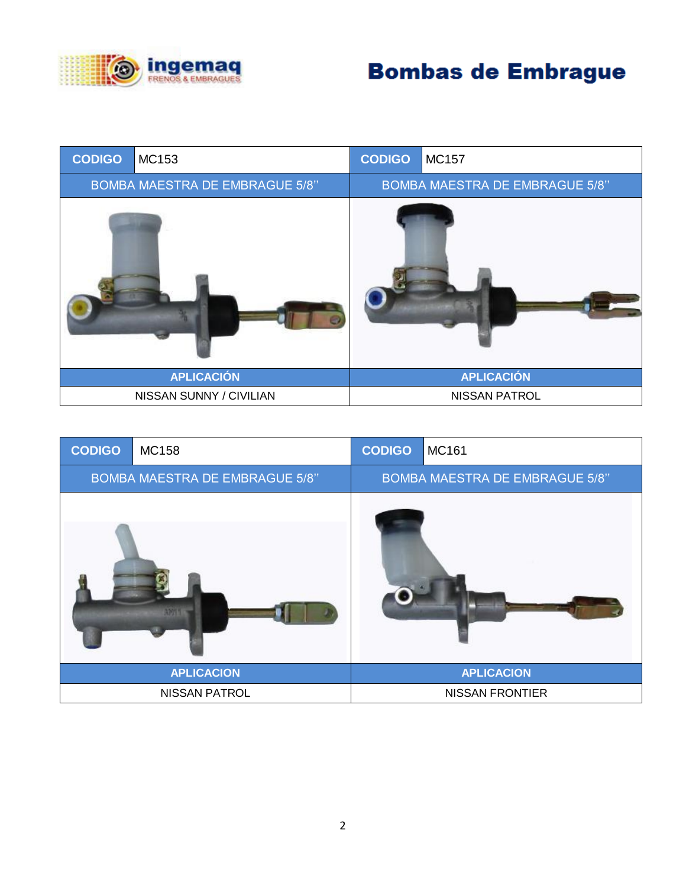# Bombas de Embrague

| CODIGO | MC153 |
| --- | --- |
| BOMBA MAESTRA DE EMBRAGUE 5/8'' | |
| APLICACIÓN | |
| NISSAN SUNNY / CIVILIAN | |

| CODIGO | MC157 |
| --- | --- |
| BOMBA MAESTRA DE EMBRAGUE 5/8'' | |
| APLICACIÓN | |
| NISSAN PATROL | |

| CODIGO | MC158 |
| --- | --- |
| BOMBA MAESTRA DE EMBRAGUE 5/8'' | |
| APLICACION | |
| NISSAN PATROL | |

| CODIGO | MC161 |
| --- | --- |
| BOMBA MAESTRA DE EMBRAGUE 5/8'' | |
| APLICACION | |
| NISSAN FRONTIER | |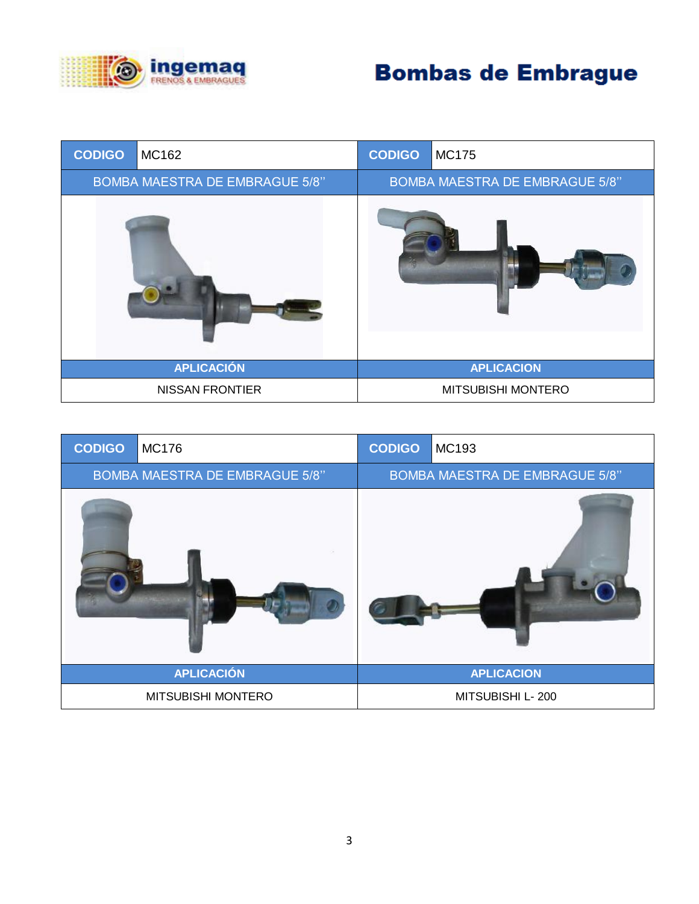# Bombas de Embrague

| CODIGO | MC162 | CODIGO | MC175 |
|---|---|---|---|
| BOMBA MAESTRA DE EMBRAGUE 5/8'' | | BOMBA MAESTRA DE EMBRAGUE 5/8'' | |
| APLICACIÓN | | APLICACION | |
| NISSAN FRONTIER | | MITSUBISHI MONTERO | |

| CODIGO | MC176 | CODIGO | MC193 |
|---|---|---|---|
| BOMBA MAESTRA DE EMBRAGUE 5/8'' | | BOMBA MAESTRA DE EMBRAGUE 5/8'' | |
| APLICACIÓN | | APLICACION | |
| MITSUBISHI MONTERO | | MITSUBISHI L- 200 | |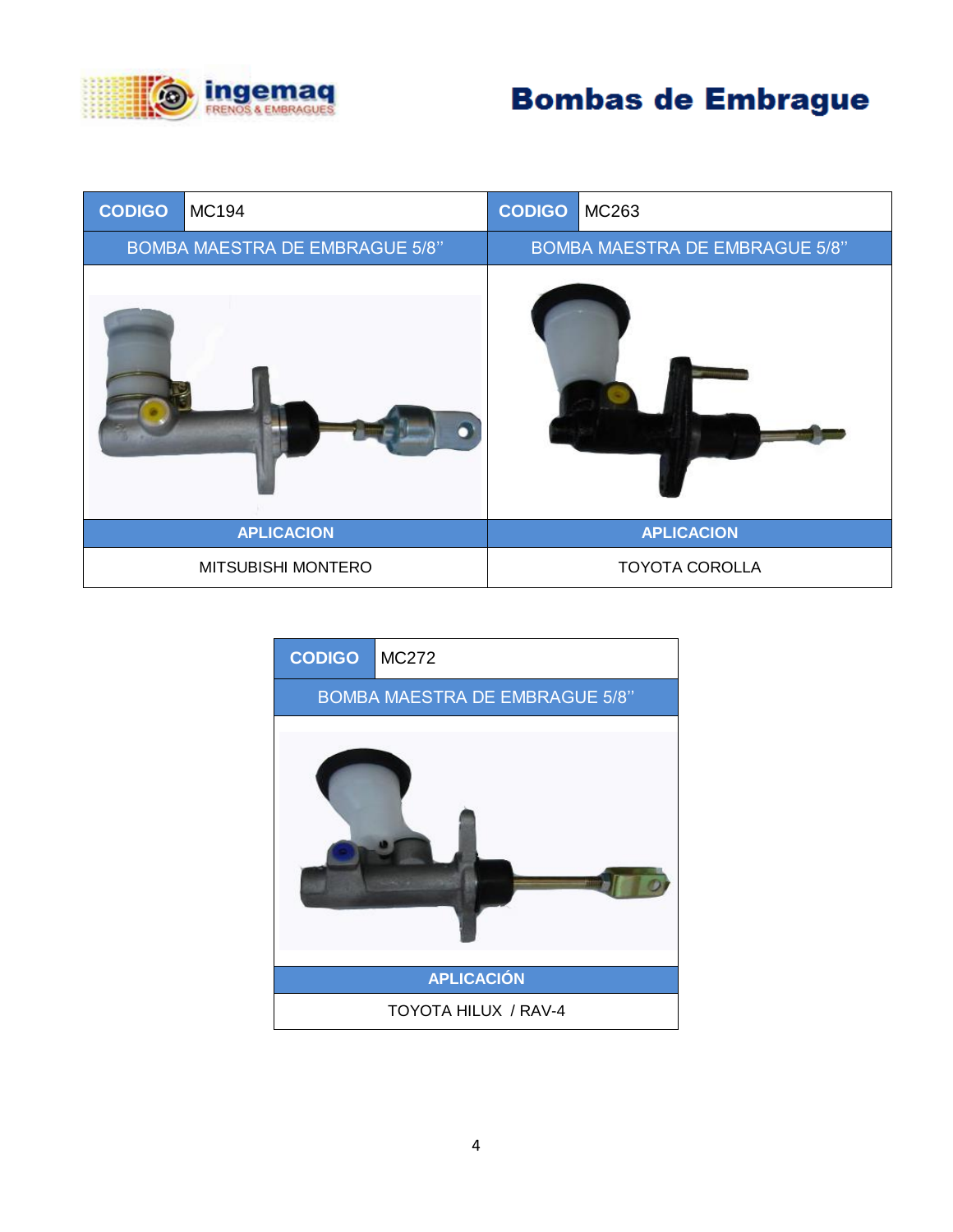# Bombas de Embrague

| CODIGO | MC194 | CODIGO | MC263 |
|---|---|---|---|
| BOMBA MAESTRA DE EMBRAGUE 5/8'' | | BOMBA MAESTRA DE EMBRAGUE 5/8'' | |
| APLICACION | | APLICACION | |
| MITSUBISHI MONTERO | | TOYOTA COROLLA | |

| CODIGO | MC272 |
|---|---|
| BOMBA MAESTRA DE EMBRAGUE 5/8'' | |
| APLICACIÓN | |
| TOYOTA HILUX / RAV-4 | |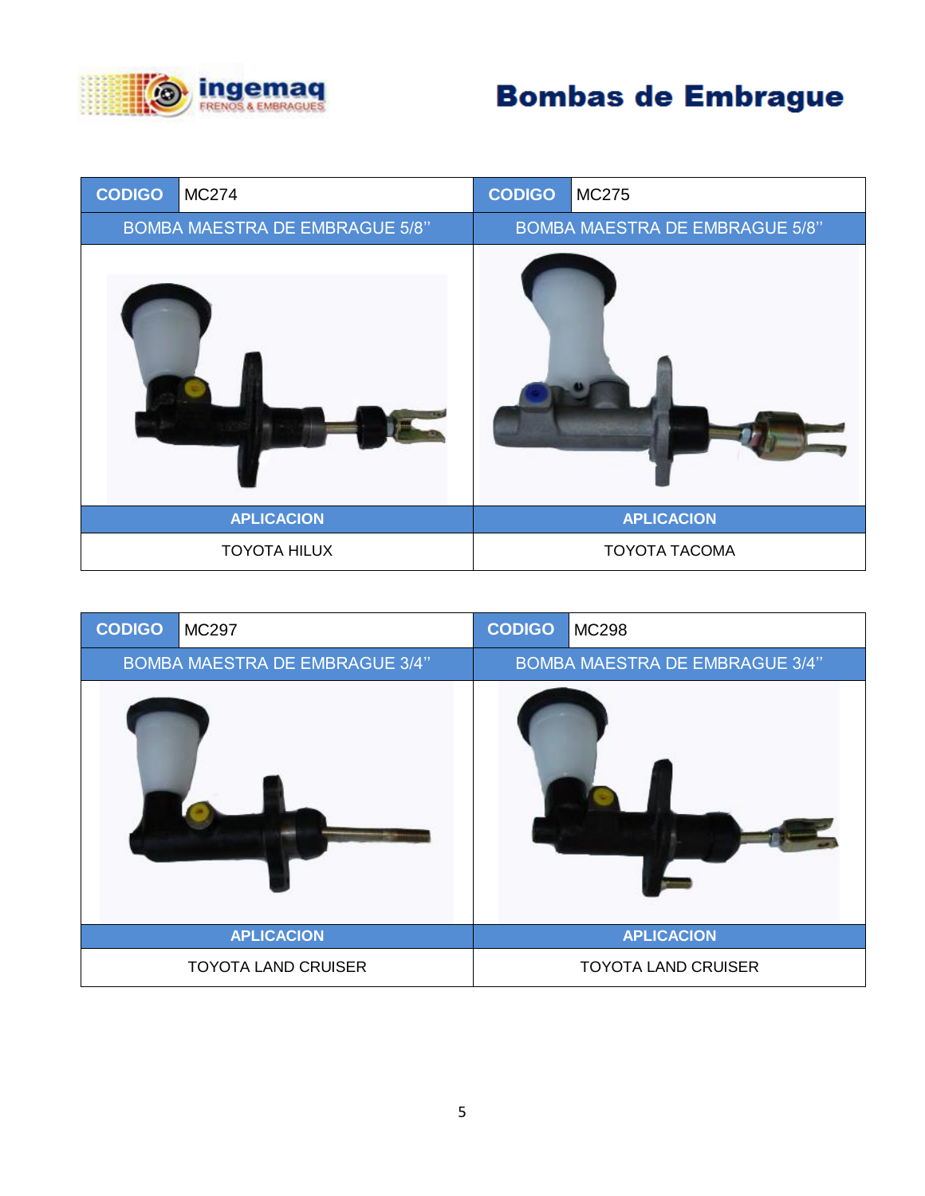# Bombas de Embrague

| CODIGO | MC274 |
|---|---|
| BOMBA MAESTRA DE EMBRAGUE 5/8'' | |
| APLICACION | |
| TOYOTA HILUX | |

| CODIGO | MC275 |
|---|---|
| BOMBA MAESTRA DE EMBRAGUE 5/8'' | |
| APLICACION | |
| TOYOTA TACOMA | |

| CODIGO | MC297 |
|---|---|
| BOMBA MAESTRA DE EMBRAGUE 3/4'' | |
| APLICACION | |
| TOYOTA LAND CRUISER | |

| CODIGO | MC298 |
|---|---|
| BOMBA MAESTRA DE EMBRAGUE 3/4'' | |
| APLICACION | |
| TOYOTA LAND CRUISER | |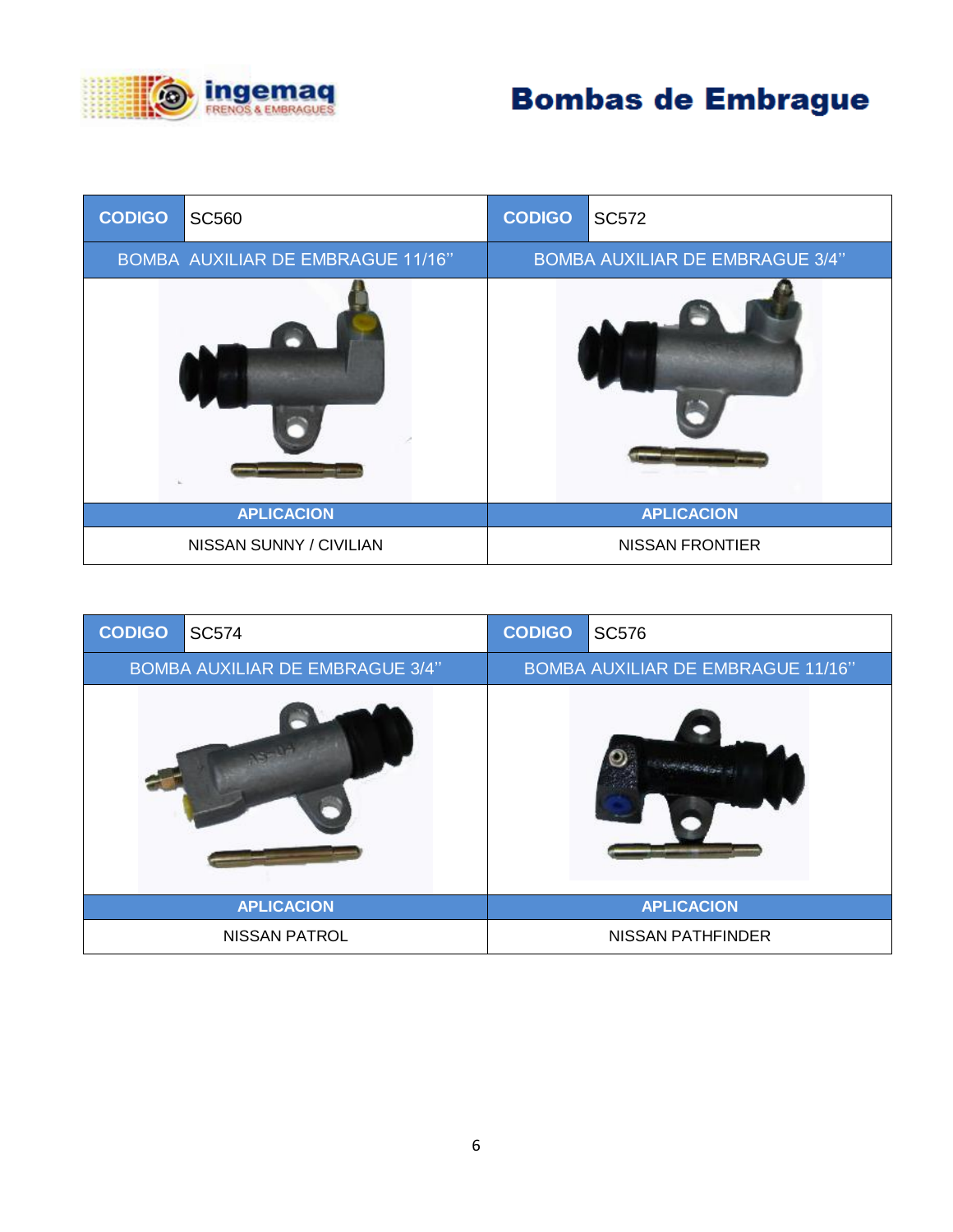# Bombas de Embrague

| CODIGO | SC560 | CODIGO | SC572 |
|---|---|---|---|
| BOMBA AUXILIAR DE EMBRAGUE 11/16'' | | BOMBA AUXILIAR DE EMBRAGUE 3/4'' | |
| APLICACION | | APLICACION | |
| NISSAN SUNNY / CIVILIAN | | NISSAN FRONTIER | |

| CODIGO | SC574 | CODIGO | SC576 |
|---|---|---|---|
| BOMBA AUXILIAR DE EMBRAGUE 3/4'' | | BOMBA AUXILIAR DE EMBRAGUE 11/16'' | |
| APLICACION | | APLICACION | |
| NISSAN PATROL | | NISSAN PATHFINDER | |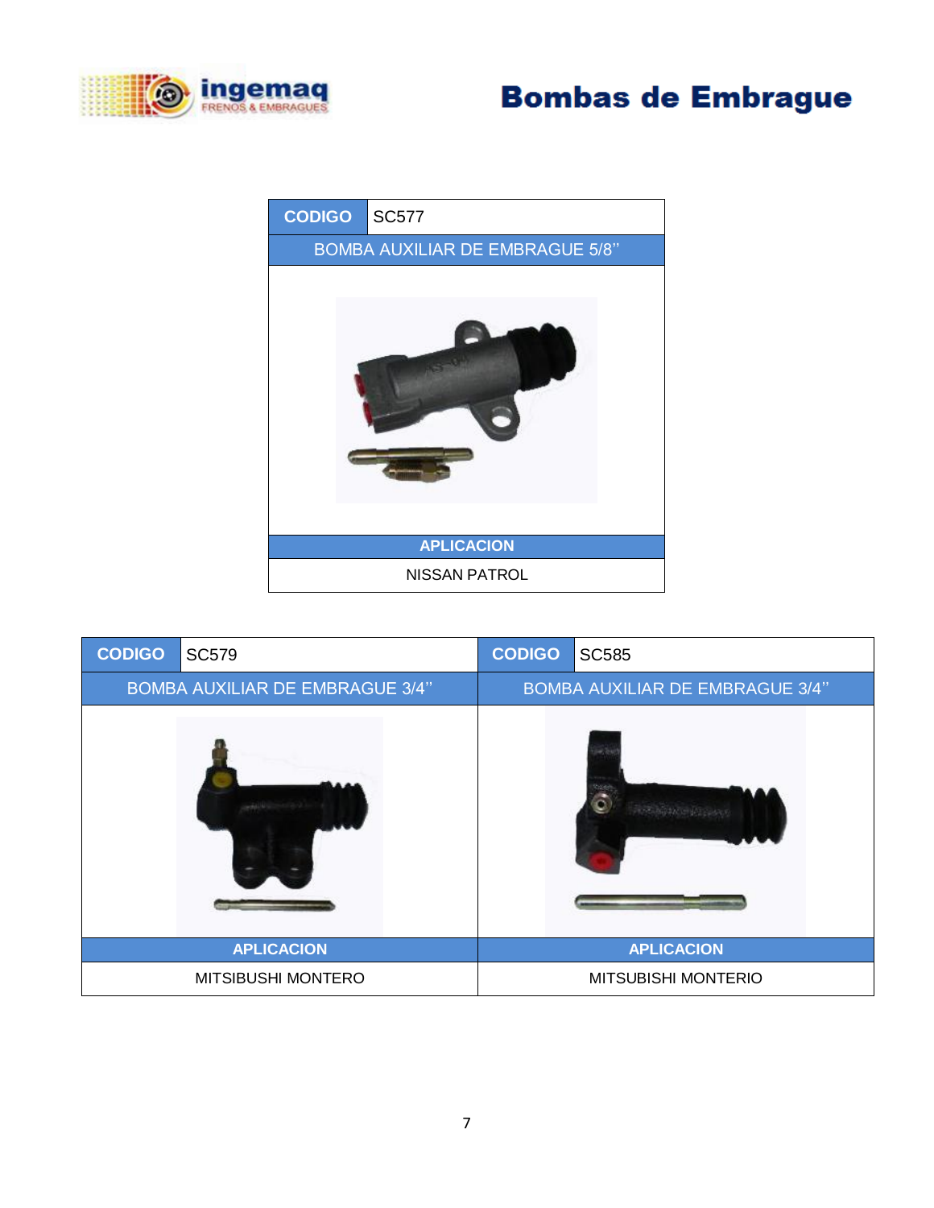# Bombas de Embrague

| CODIGO | SC577 |
|---|---|
| BOMBA AUXILIAR DE EMBRAGUE 5/8'' | |
| APLICACION | |
| NISSAN PATROL | |

| CODIGO | SC579 | CODIGO | SC585 |
|---|---|---|---|
| BOMBA AUXILIAR DE EMBRAGUE 3/4'' | | BOMBA AUXILIAR DE EMBRAGUE 3/4'' | |
| APLICACION | | APLICACION | |
| MITSIBUSHI MONTERO | | MITSUBISHI MONTERIO | |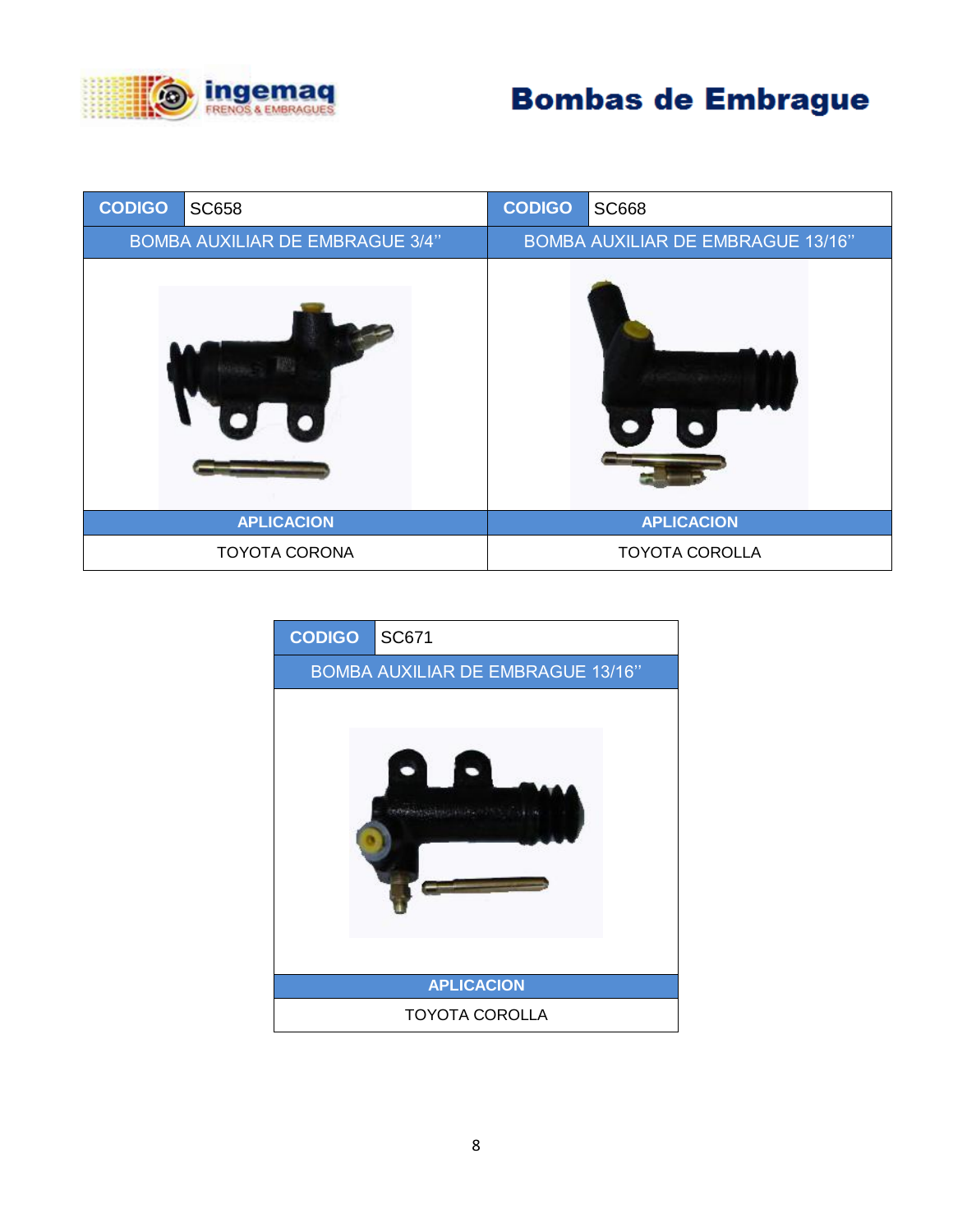# Bombas de Embrague

| CODIGO | SC658 |
| --- | --- |
| BOMBA AUXILIAR DE EMBRAGUE 3/4'' | |
| APLICACION | |
| TOYOTA CORONA | |

| CODIGO | SC668 |
| --- | --- |
| BOMBA AUXILIAR DE EMBRAGUE 13/16'' | |
| APLICACION | |
| TOYOTA COROLLA | |

| CODIGO | SC671 |
| --- | --- |
| BOMBA AUXILIAR DE EMBRAGUE 13/16'' | |
| APLICACION | |
| TOYOTA COROLLA | |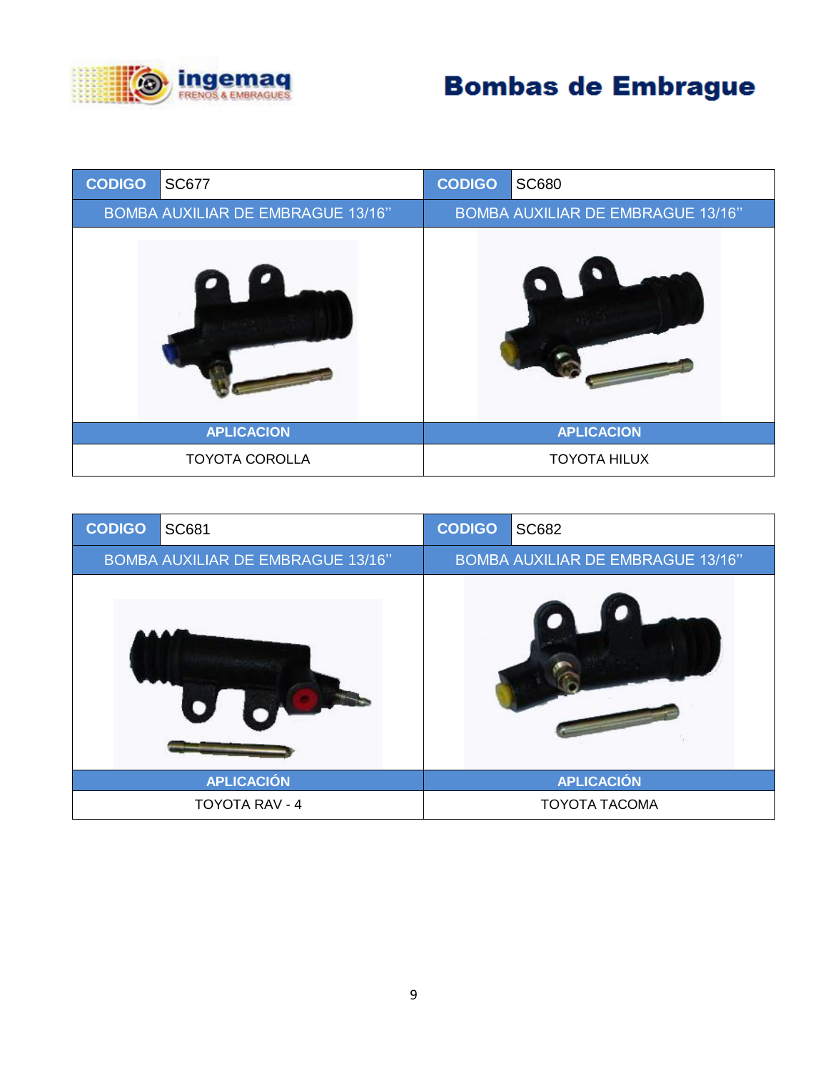# Bombas de Embrague

| CODIGO | SC677 | CODIGO | SC680 |
|---|---|---|---|
| BOMBA AUXILIAR DE EMBRAGUE 13/16'' | | BOMBA AUXILIAR DE EMBRAGUE 13/16'' | |
| APLICACION | | APLICACION | |
| TOYOTA COROLLA | | TOYOTA HILUX | |

| CODIGO | SC681 | CODIGO | SC682 |
|---|---|---|---|
| BOMBA AUXILIAR DE EMBRAGUE 13/16'' | | BOMBA AUXILIAR DE EMBRAGUE 13/16'' | |
| APLICACIÓN | | APLICACIÓN | |
| TOYOTA RAV - 4 | | TOYOTA TACOMA | |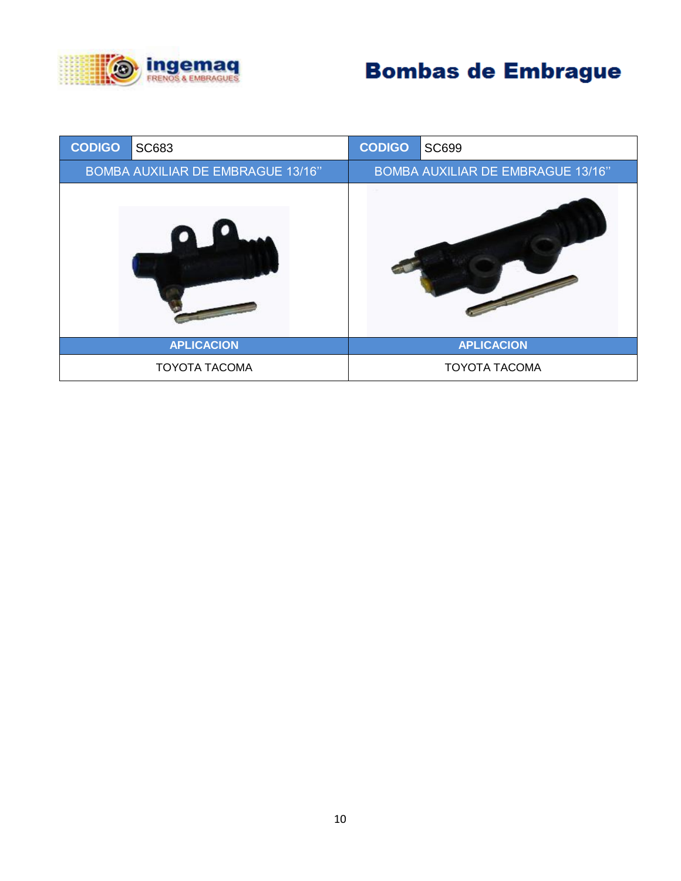# Bombas de Embrague

| CODIGO | SC683 | CODIGO | SC699 |
|---|---|---|---|
| BOMBA AUXILIAR DE EMBRAGUE 13/16'' | | BOMBA AUXILIAR DE EMBRAGUE 13/16'' | |
| APLICACION | | APLICACION | |
| TOYOTA TACOMA | | TOYOTA TACOMA | |